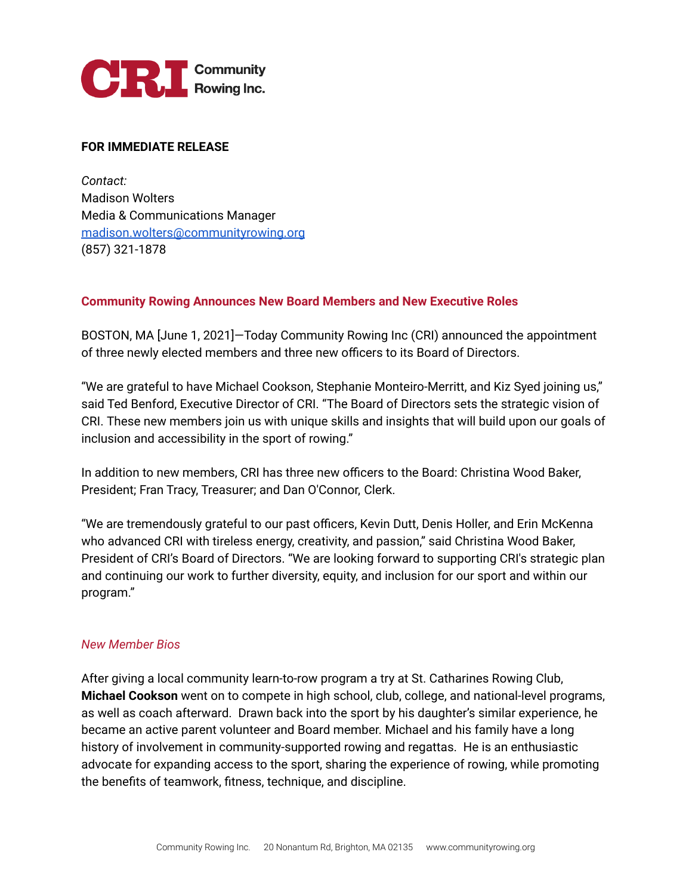**CRI** Community Rowing Inc.

**FOR IMMEDIATE RELEASE**

*Contact:*
Madison Wolters
Media & Communications Manager
madison.wolters@communityrowing.org
(857) 321-1878

## Community Rowing Announces New Board Members and New Executive Roles

BOSTON, MA [June 1, 2021]—Today Community Rowing Inc (CRI) announced the appointment of three newly elected members and three new officers to its Board of Directors.

"We are grateful to have Michael Cookson, Stephanie Monteiro-Merritt, and Kiz Syed joining us," said Ted Benford, Executive Director of CRI. "The Board of Directors sets the strategic vision of CRI. These new members join us with unique skills and insights that will build upon our goals of inclusion and accessibility in the sport of rowing."

In addition to new members, CRI has three new officers to the Board: Christina Wood Baker, President; Fran Tracy, Treasurer; and Dan O'Connor, Clerk.

"We are tremendously grateful to our past officers, Kevin Dutt, Denis Holler, and Erin McKenna who advanced CRI with tireless energy, creativity, and passion," said Christina Wood Baker, President of CRI's Board of Directors. "We are looking forward to supporting CRI's strategic plan and continuing our work to further diversity, equity, and inclusion for our sport and within our program."

### *New Member Bios*

After giving a local community learn-to-row program a try at St. Catharines Rowing Club, **Michael Cookson** went on to compete in high school, club, college, and national-level programs, as well as coach afterward. Drawn back into the sport by his daughter's similar experience, he became an active parent volunteer and Board member. Michael and his family have a long history of involvement in community-supported rowing and regattas. He is an enthusiastic advocate for expanding access to the sport, sharing the experience of rowing, while promoting the benefits of teamwork, fitness, technique, and discipline.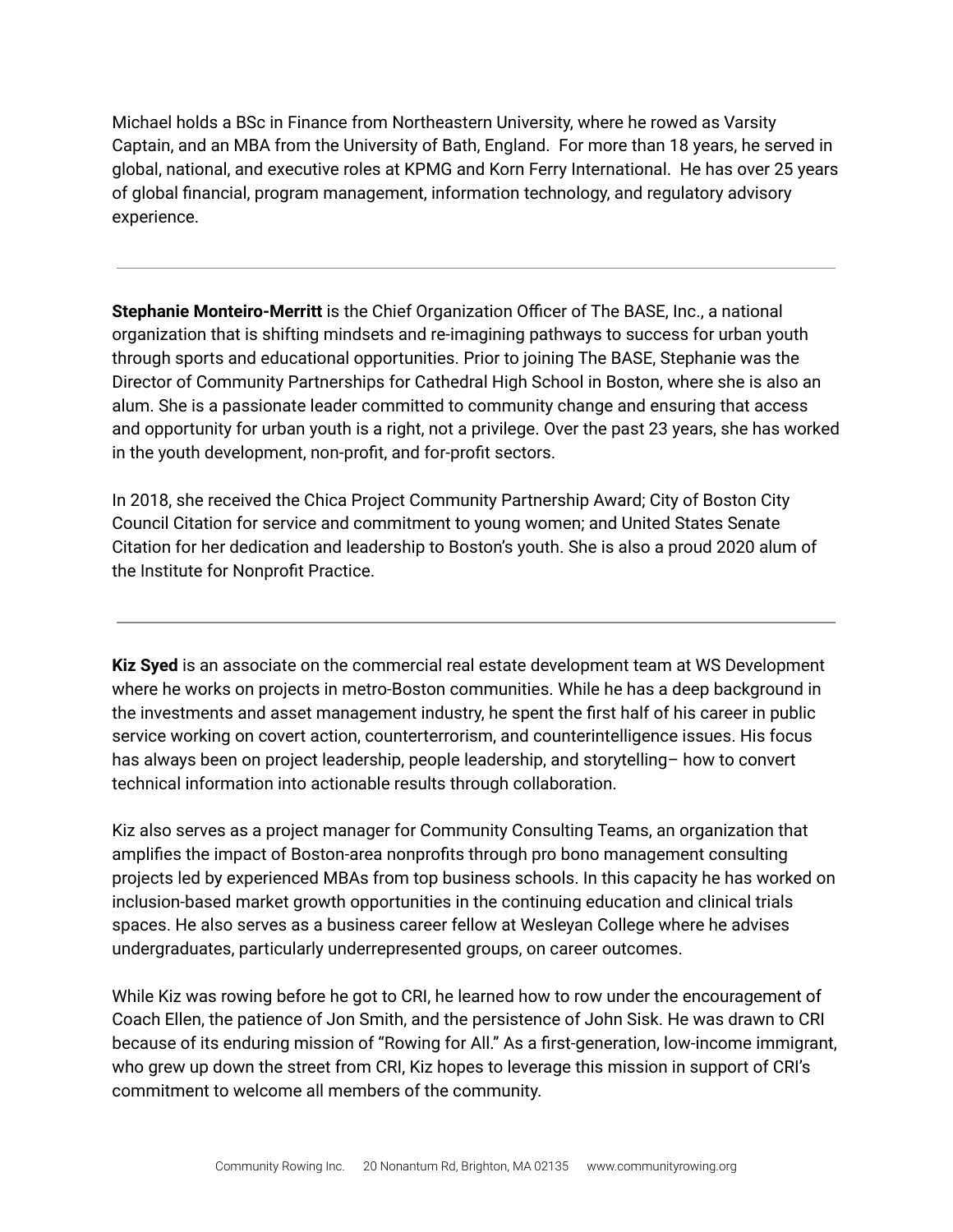Michael holds a BSc in Finance from Northeastern University, where he rowed as Varsity Captain, and an MBA from the University of Bath, England.  For more than 18 years, he served in global, national, and executive roles at KPMG and Korn Ferry International.  He has over 25 years of global financial, program management, information technology, and regulatory advisory experience.

---

**Stephanie Monteiro-Merritt** is the Chief Organization Officer of The BASE, Inc., a national organization that is shifting mindsets and re-imagining pathways to success for urban youth through sports and educational opportunities. Prior to joining The BASE, Stephanie was the Director of Community Partnerships for Cathedral High School in Boston, where she is also an alum. She is a passionate leader committed to community change and ensuring that access and opportunity for urban youth is a right, not a privilege. Over the past 23 years, she has worked in the youth development, non-profit, and for-profit sectors.

In 2018, she received the Chica Project Community Partnership Award; City of Boston City Council Citation for service and commitment to young women; and United States Senate Citation for her dedication and leadership to Boston's youth. She is also a proud 2020 alum of the Institute for Nonprofit Practice.

---

**Kiz Syed** is an associate on the commercial real estate development team at WS Development where he works on projects in metro-Boston communities. While he has a deep background in the investments and asset management industry, he spent the first half of his career in public service working on covert action, counterterrorism, and counterintelligence issues. His focus has always been on project leadership, people leadership, and storytelling– how to convert technical information into actionable results through collaboration.

Kiz also serves as a project manager for Community Consulting Teams, an organization that amplifies the impact of Boston-area nonprofits through pro bono management consulting projects led by experienced MBAs from top business schools. In this capacity he has worked on inclusion-based market growth opportunities in the continuing education and clinical trials spaces. He also serves as a business career fellow at Wesleyan College where he advises undergraduates, particularly underrepresented groups, on career outcomes.

While Kiz was rowing before he got to CRI, he learned how to row under the encouragement of Coach Ellen, the patience of Jon Smith, and the persistence of John Sisk. He was drawn to CRI because of its enduring mission of "Rowing for All." As a first-generation, low-income immigrant, who grew up down the street from CRI, Kiz hopes to leverage this mission in support of CRI's commitment to welcome all members of the community.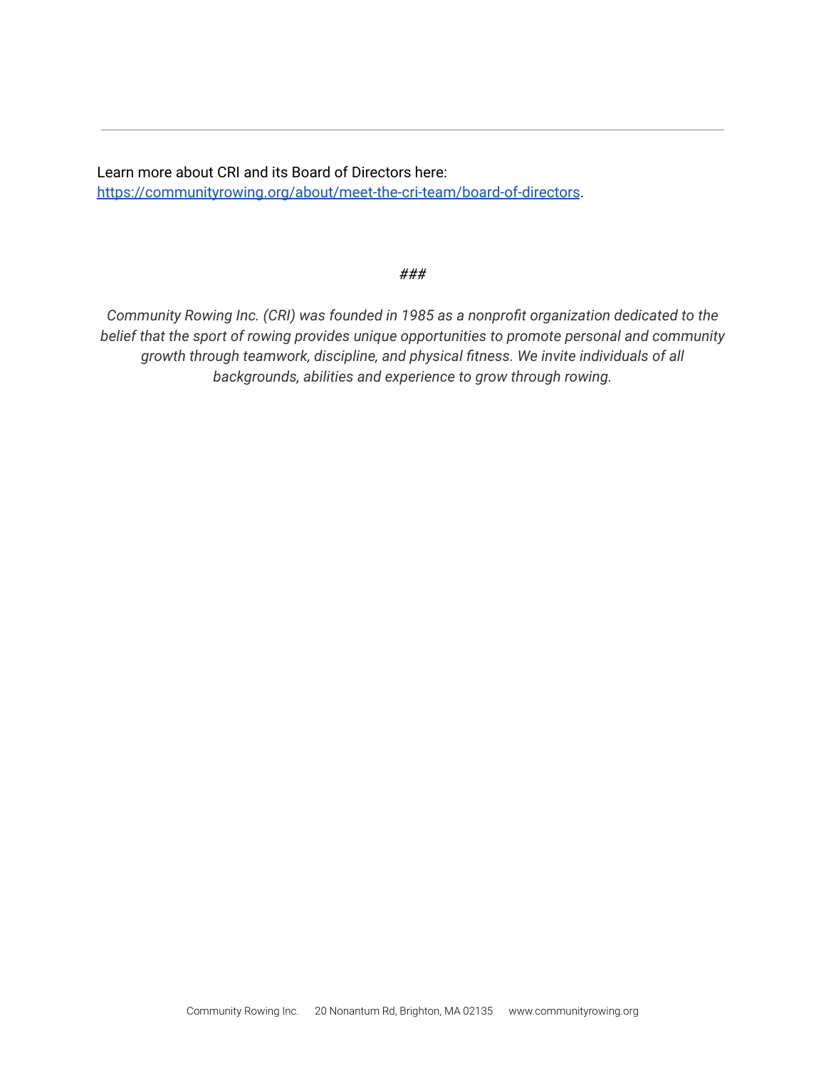---

Learn more about CRI and its Board of Directors here: [https://communityrowing.org/about/meet-the-cri-team/board-of-directors](https://communityrowing.org/about/meet-the-cri-team/board-of-directors).

*###*

*Community Rowing Inc. (CRI) was founded in 1985 as a nonprofit organization dedicated to the belief that the sport of rowing provides unique opportunities to promote personal and community growth through teamwork, discipline, and physical fitness. We invite individuals of all backgrounds, abilities and experience to grow through rowing.*